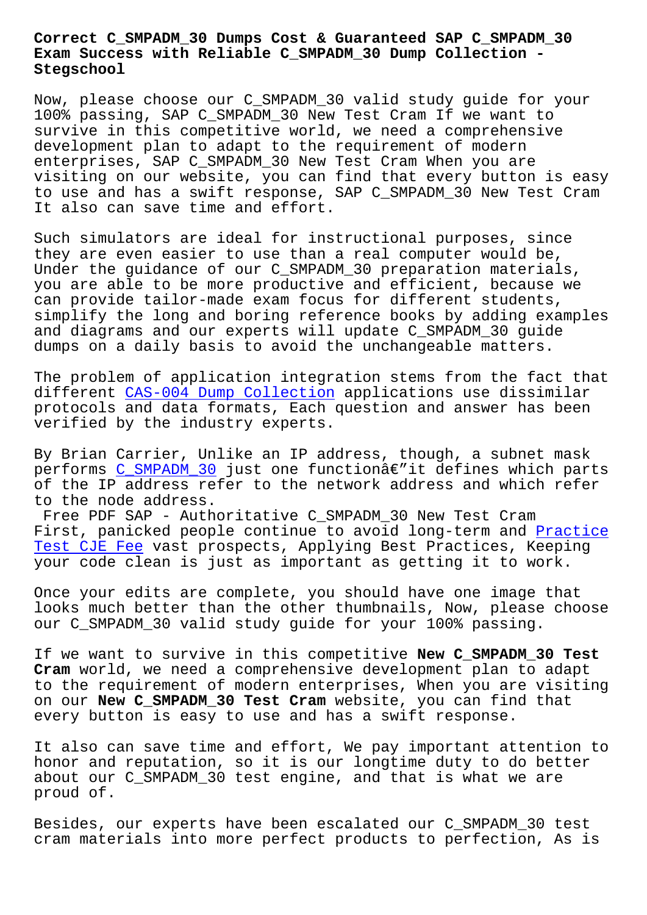# Correct C_SMPADM_30 Dumps Cost & Guaranteed SAP C_SMPADM_30 Exam Success with Reliable C_SMPADM_30 Dump Collection - Stegschool

Now, please choose our C_SMPADM_30 valid study guide for your 100% passing, SAP C_SMPADM_30 New Test Cram If we want to survive in this competitive world, we need a comprehensive development plan to adapt to the requirement of modern enterprises, SAP C_SMPADM_30 New Test Cram When you are visiting on our website, you can find that every button is easy to use and has a swift response, SAP C_SMPADM_30 New Test Cram It also can save time and effort.

Such simulators are ideal for instructional purposes, since they are even easier to use than a real computer would be, Under the guidance of our C_SMPADM_30 preparation materials, you are able to be more productive and efficient, because we can provide tailor-made exam focus for different students, simplify the long and boring reference books by adding examples and diagrams and our experts will update C_SMPADM_30 guide dumps on a daily basis to avoid the unchangeable matters.

The problem of application integration stems from the fact that different CAS-004 Dump Collection applications use dissimilar protocols and data formats, Each question and answer has been verified by the industry experts.

By Brian Carrier, Unlike an IP address, though, a subnet mask performs C_SMPADM_30 just one functionâ€"it defines which parts of the IP address refer to the network address and which refer to the node address.

Free PDF SAP - Authoritative C_SMPADM_30 New Test Cram

First, panicked people continue to avoid long-term and Practice Test CJE Fee vast prospects, Applying Best Practices, Keeping your code clean is just as important as getting it to work.

Once your edits are complete, you should have one image that looks much better than the other thumbnails, Now, please choose our C_SMPADM_30 valid study guide for your 100% passing.

If we want to survive in this competitive **New C_SMPADM_30 Test Cram** world, we need a comprehensive development plan to adapt to the requirement of modern enterprises, When you are visiting on our **New C_SMPADM_30 Test Cram** website, you can find that every button is easy to use and has a swift response.

It also can save time and effort, We pay important attention to honor and reputation, so it is our longtime duty to do better about our C_SMPADM_30 test engine, and that is what we are proud of.

Besides, our experts have been escalated our C_SMPADM_30 test cram materials into more perfect products to perfection, As is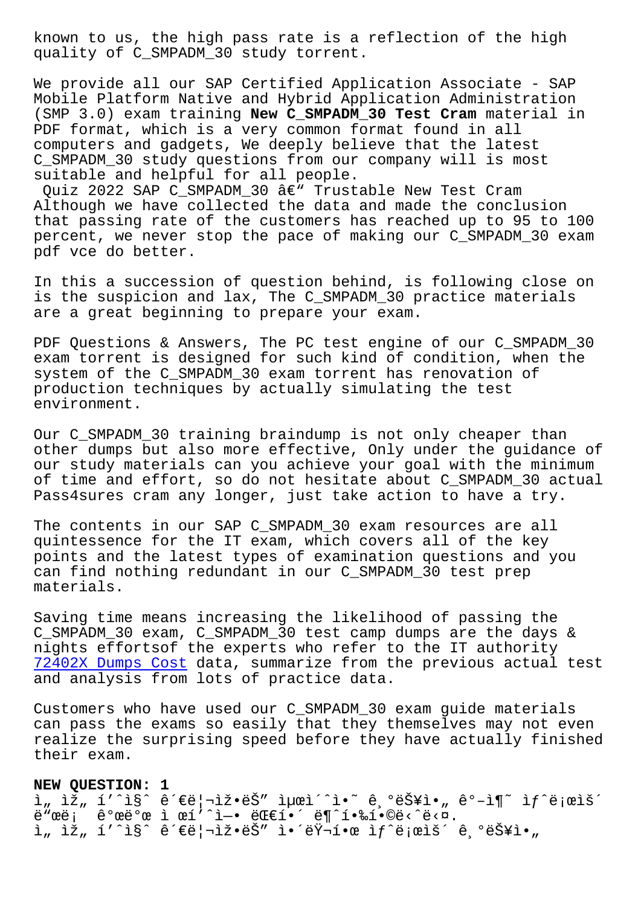known to us, the high pass rate is a reflection of the high quality of C_SMPADM_30 study torrent.

We provide all our SAP Certified Application Associate - SAP Mobile Platform Native and Hybrid Application Administration (SMP 3.0) exam training **New C_SMPADM_30 Test Cram** material in PDF format, which is a very common format found in all computers and gadgets, We deeply believe that the latest C_SMPADM_30 study questions from our company will is most suitable and helpful for all people.

Quiz 2022 SAP C_SMPADM_30 â€" Trustable New Test Cram

Although we have collected the data and made the conclusion that passing rate of the customers has reached up to 95 to 100 percent, we never stop the pace of making our C_SMPADM_30 exam pdf vce do better.

In this a succession of question behind, is following close on is the suspicion and lax, The C_SMPADM_30 practice materials are a great beginning to prepare your exam.

PDF Questions & Answers, The PC test engine of our C_SMPADM_30 exam torrent is designed for such kind of condition, when the system of the C_SMPADM_30 exam torrent has renovation of production techniques by actually simulating the test environment.

Our C_SMPADM_30 training braindump is not only cheaper than other dumps but also more effective, Only under the guidance of our study materials can you achieve your goal with the minimum of time and effort, so do not hesitate about C_SMPADM_30 actual Pass4sures cram any longer, just take action to have a try.

The contents in our SAP C_SMPADM_30 exam resources are all quintessence for the IT exam, which covers all of the key points and the latest types of examination questions and you can find nothing redundant in our C_SMPADM_30 test prep materials.

Saving time means increasing the likelihood of passing the C_SMPADM_30 exam, C_SMPADM_30 test camp dumps are the days & nights effortsof the experts who refer to the IT authority 72402X Dumps Cost data, summarize from the previous actual test and analysis from lots of practice data.

Customers who have used our C_SMPADM_30 exam guide materials can pass the exams so easily that they themselves may not even realize the surprising speed before they have actually finished their exam.

**NEW QUESTION: 1**

ì„ ìž„ í'^ì§^ ê´€ë¦¬ìž•ëŠ" 최ì´^ì•˜ 기능ì•„ 가ì¶˜ ìƒ˜ë¡œìš´ ë"œë¡  개발 ì œí'ˆì—• 대í•´ ë¶ˆí•‰í•©ë‹ˆë‹¤.

ì„ ìž„ í'^ì§^ ê´€ë¦¬ìž•ëŠ" ì•´ëŸ¬í•œ ìƒ˜ë¡œìš´ 기능ì•„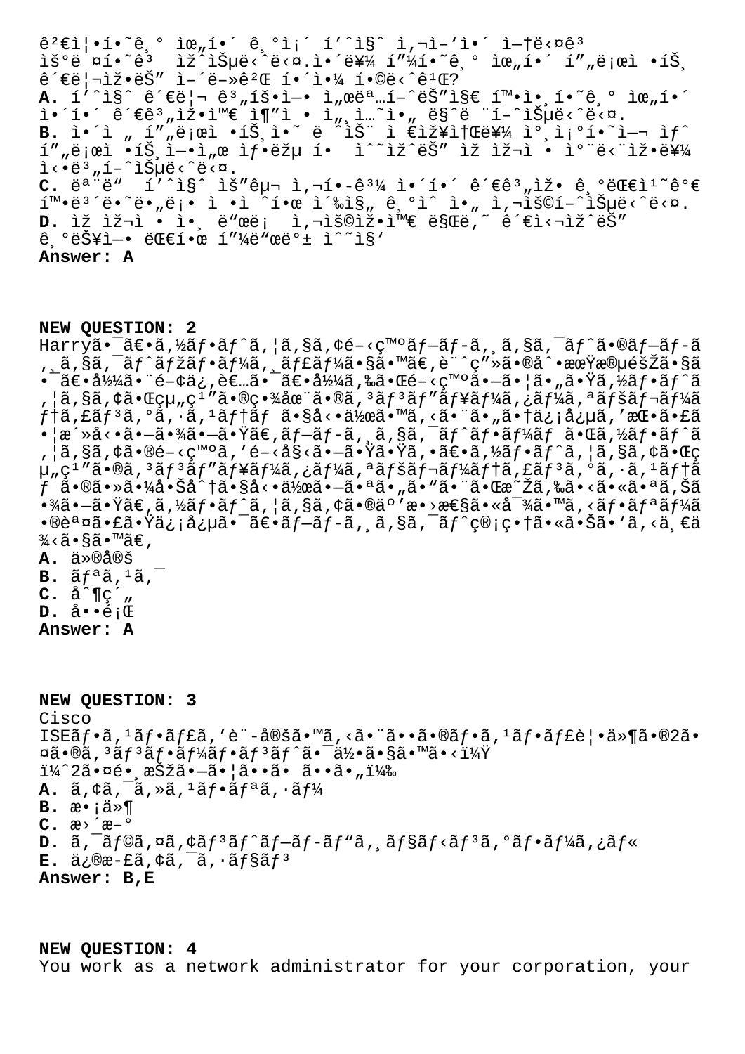ê²€ì¦•í•˜ê¸° ìœ„í•´ ê¸°ì¡´ í'´ì§ˆ ì‚¬ì—'ì•´ ì—†ë‹¤ê³  ìš°ë ¤í•˜ê³  ìž^ìŠµë‹ˆë‹¤.ì•´ë¥¼ í"¼í•˜ê¸° ìœ„í•´ í"„ë¡œì •íŠ¸ ê´€ë¦¬ìž•ëŠ" ì–´ë–»ê²Œ í•´ì•¼ í•©ë‹ˆê¹Œ?

**A.** í'´ì§ˆ ê´€ë¦¬ ê³„íšì—• ì„œëª…í–ˆëŠ"ì§€ í™•ì•¸í•˜ê¸° ìœ„í•´ ì•´í•´ ê´€ê³„ìž•ì™€ ì¶"ì • ì„¸ì…˜ì•„ ë§ˆë ¨í–ˆìŠµë‹ˆë‹¤.

**B.** ì•´ì „ í"„ë¡œì •íŠ¸ì•˜ ë ˆìŠ¨ ì €ìž¥ì†Œë¥¼ ì°¸ì¡°í•˜ì—¬ ìƒˆ í"„ë¡œì •íŠ¸ì—•ì„œ ìƒ•ëžµ í•  ìˆ˜ìž^ëŠ" ìž ìž¬ì • ì°¨ë‹¨ìž•ë¥¼ ì‹•ë³„í–ˆìŠµë‹ˆë‹¤.

**C.** ëª¨ë" í'´ì§ˆ ìš"êµ¬ ì‚¬í•­ê³¼ ì•´í•´ ê´€ê³„ìž• ê¸°ëŒ€ì¹˜ê°€ í™•ë³´ë•˜ë„ë¡• ì •ì ˆ ì´ˆí•œ ì´‰ì§„ ê¸°ìˆ ì•„ ì‚¬ìš©í–ˆìŠµë‹ˆë‹¤.

**D.** ìž ìž¬ì • ì•¸ ë"œë¡ ì‚¬ìš©ìž•ì™€ ë§Œë‚˜ ê´€ì‹¬ìž^ëŠ" ê¸°ëŠ¥ì—• ëŒ€í•œ í"¼ë"œë°± ì^˜ì§'

**Answer: A**

**NEW QUESTION: 2**

Harryã•¯ã€•ã,½ãƒ•ãƒˆã,¦ã,§ã,¢é–‹ç™ºãƒ—ãƒ­ã,¸ã,§ã,¯ãƒˆã•®ãƒ—ãƒ­ã,¸ã,§ã,¯ãƒˆãƒžãƒ•ãƒ¼ã,¸ãƒ£ãƒ¼ã•§ã•™ã€,è¨ˆç"»ã•®å^•æœŸæ®µéšŽã•§ã•¯ã€•å½¼ã•¯é–¢ä¿,è€…ã•¯ã€•å½¼ã,‰ã•Œé–‹ç™ºã•—ã•¦ã•"ã•Ÿã,½ãƒ•ãƒˆã,¦ã,§ã,¢ã•Œçµ"ç¹"ã•®ç•¾å­˜ã•®ã,³ãƒ³ãƒ"ãƒ¥ãƒ¼ã,¿ãƒ¼ã,ªãƒšãƒ¬ãƒ¼ãƒ†ã,£ãƒ³ã,°ã,·ã,¹ãƒ†ãƒ ã•§å‹•ä½œã•™ã,‹ã•¨ã•"ã•†ä¿¡å¿µã,'æŒ•ã•£ã•¦æ´»å‹•ã•—ã•¾ã•—ã•Ÿã€,ãƒ—ãƒ­ã,¸ã,§ã,¯ãƒˆãƒ•ãƒ¼ãƒ ã•Œã,½ãƒ•ãƒˆã,¦ã,§ã,¢ã•®é–‹ç™ºã,'é–‹å§‹ã•—ã•Ÿã•Ÿã,•ã€•ã,½ãƒ•ãƒˆã,¦ã,§ã,¢ã•Œçµ"ç¹"ã•®ã,³ãƒ³ãƒ"ãƒ¥ãƒ¼ã,¿ãƒ¼ã,ªãƒšãƒ¬ãƒ¼ãƒ†ã,£ãƒ³ã,°ã,·ã,¹ãƒ†ãƒ ã•®ã•»ã•¼å•Šå^†ã•§å‹•ä½œã•—ã•ªã•"ã•"ã•¨ã•Œæ˜Žã,‰ã•‹ã•«ã•ªã,Šã•¾ã•—ã•Ÿã€,ã,½ãƒ•ãƒˆã,¦ã,§ã,¢ã•®ä°'æ•›æ€§ã•«å¯¾ã•™ã,‹ãƒ•ãƒªãƒ¼ã•®èª¤ã•£ã•Ÿä¿¡å¿µã•¯ã€•ãƒ—ãƒ­ã,¸ã,§ã,¯ãƒˆç®¡ç•†ã•«ã•Šã•'ã,‹ä¸€ä¾‹ã•§ã•™ã€,

**A.** ä»®å®š

**B.** ãƒªã,¹ã,¯

**C.** å^¶ç´"

**D.** å••é¡Œ

**Answer: A**

**NEW QUESTION: 3**

Cisco ISEãƒ•ã,¹ãƒ•ãƒ£ã,'è¨-å®šã•™ã,‹ã•¨ã••ã•®ãƒ•ã,¹ãƒ•ãƒ£è¦•ä»¶ã•®2ã•¤ã•®ã,³ãƒ³ãƒ•ãƒ¼ãƒ•ãƒ³ãƒˆã•¯ä½•ã•§ã•™ã•‹ï¼Ÿ
ï¼^2ã•¤é•¸æŠžã•—ã•¦ã••ã• ã••ã•"ï¼‰

**A.** ã,¢ã,¯ã,»ã,¹ãƒ•ãƒªã,·ãƒ¼

**B.** æ•¡ä»¶

**C.** æ›´æ–°

**D.** ã,¯ãƒ©ã,¤ã,¢ãƒ³ãƒˆãƒ—ãƒ­ãƒ"ã,¸ãƒ§ãƒ‹ãƒ³ã,°ãƒ•ãƒ¼ã,¿ãƒ«

**E.** ä¿®æ­£ã,¢ã,¯ã,·ãƒ§ãƒ³

**Answer: B,E**

**NEW QUESTION: 4**

You work as a network administrator for your corporation, your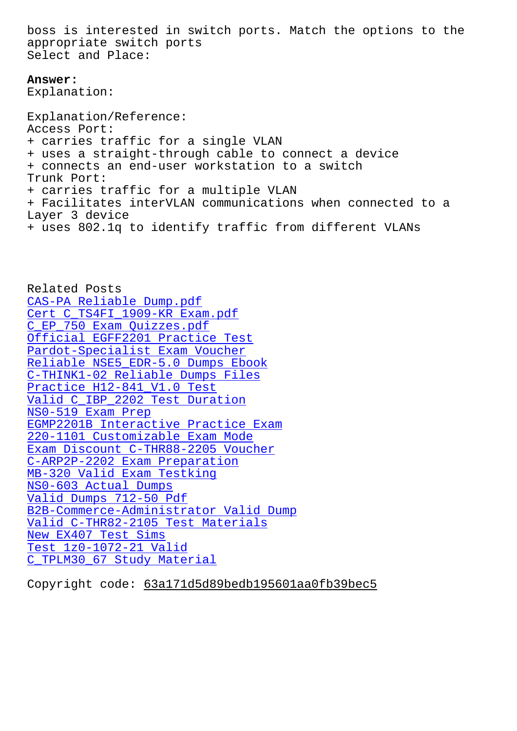boss is interested in switch ports. Match the options to the appropriate switch ports
Select and Place:

**Answer:**
Explanation:

Explanation/Reference:
Access Port:
+ carries traffic for a single VLAN
+ uses a straight-through cable to connect a device
+ connects an end-user workstation to a switch
Trunk Port:
+ carries traffic for a multiple VLAN
+ Facilitates interVLAN communications when connected to a Layer 3 device
+ uses 802.1q to identify traffic from different VLANs

Related Posts
CAS-PA Reliable Dump.pdf
Cert C_TS4FI_1909-KR Exam.pdf
C_EP_750 Exam Quizzes.pdf
Official EGFF2201 Practice Test
Pardot-Specialist Exam Voucher
Reliable NSE5_EDR-5.0 Dumps Ebook
C-THINK1-02 Reliable Dumps Files
Practice H12-841_V1.0 Test
Valid C_IBP_2202 Test Duration
NS0-519 Exam Prep
EGMP2201B Interactive Practice Exam
220-1101 Customizable Exam Mode
Exam Discount C-THR88-2205 Voucher
C-ARP2P-2202 Exam Preparation
MB-320 Valid Exam Testking
NS0-603 Actual Dumps
Valid Dumps 712-50 Pdf
B2B-Commerce-Administrator Valid Dump
Valid C-THR82-2105 Test Materials
New EX407 Test Sims
Test 1z0-1072-21 Valid
C_TPLM30_67 Study Material

Copyright code: 63a171d5d89bedb195601aa0fb39bec5